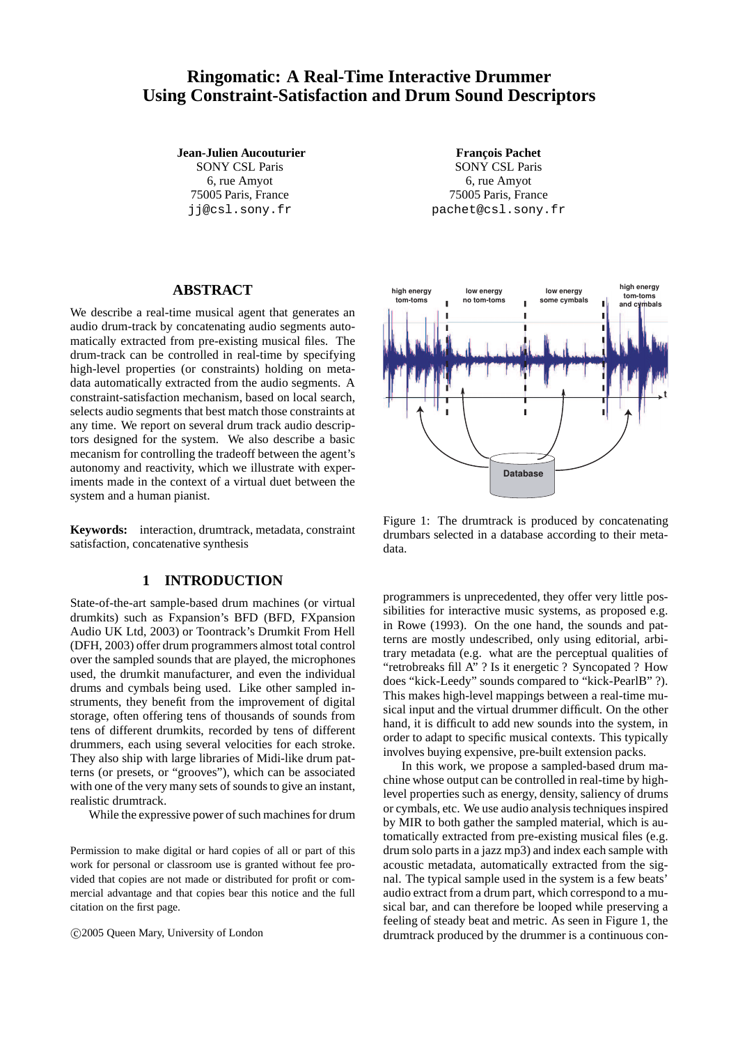# Ringomatic: A Real-Time Interactive Drummer Using Constraint-Satisfaction and Drum Sound Descriptors

**Jean-Julien Aucouturier**
SONY CSL Paris
6, rue Amyot
75005 Paris, France
jj@csl.sony.fr

**François Pachet**
SONY CSL Paris
6, rue Amyot
75005 Paris, France
pachet@csl.sony.fr

## ABSTRACT

We describe a real-time musical agent that generates an audio drum-track by concatenating audio segments automatically extracted from pre-existing musical files. The drum-track can be controlled in real-time by specifying high-level properties (or constraints) holding on metadata automatically extracted from the audio segments. A constraint-satisfaction mechanism, based on local search, selects audio segments that best match those constraints at any time. We report on several drum track audio descriptors designed for the system. We also describe a basic mecanism for controlling the tradeoff between the agent's autonomy and reactivity, which we illustrate with experiments made in the context of a virtual duet between the system and a human pianist.

**Keywords:** interaction, drumtrack, metadata, constraint satisfaction, concatenative synthesis

## 1 INTRODUCTION

State-of-the-art sample-based drum machines (or virtual drumkits) such as Fxpansion's BFD (BFD, FXpansion Audio UK Ltd, 2003) or Toontrack's Drumkit From Hell (DFH, 2003) offer drum programmers almost total control over the sampled sounds that are played, the microphones used, the drumkit manufacturer, and even the individual drums and cymbals being used. Like other sampled instruments, they benefit from the improvement of digital storage, often offering tens of thousands of sounds from tens of different drumkits, recorded by tens of different drummers, each using several velocities for each stroke. They also ship with large libraries of Midi-like drum patterns (or presets, or "grooves"), which can be associated with one of the very many sets of sounds to give an instant, realistic drumtrack.

While the expressive power of such machines for drum programmers is unprecedented, they offer very little possibilities for interactive music systems, as proposed e.g. in Rowe (1993). On the one hand, the sounds and patterns are mostly undescribed, only using editorial, arbitrary metadata (e.g. what are the perceptual qualities of "retrobreaks fill A" ? Is it energetic ? Syncopated ? How does "kick-Leedy" sounds compared to "kick-PearlB" ?). This makes high-level mappings between a real-time musical input and the virtual drummer difficult. On the other hand, it is difficult to add new sounds into the system, in order to adapt to specific musical contexts. This typically involves buying expensive, pre-built extension packs.

In this work, we propose a sampled-based drum machine whose output can be controlled in real-time by high-level properties such as energy, density, saliency of drums or cymbals, etc. We use audio analysis techniques inspired by MIR to both gather the sampled material, which is automatically extracted from pre-existing musical files (e.g. drum solo parts in a jazz mp3) and index each sample with acoustic metadata, automatically extracted from the signal. The typical sample used in the system is a few beats' audio extract from a drum part, which correspond to a musical bar, and can therefore be looped while preserving a feeling of steady beat and metric. As seen in Figure 1, the drumtrack produced by the drummer is a continuous con-

Figure 1: The drumtrack is produced by concatenating drumbars selected in a database according to their metadata.

Permission to make digital or hard copies of all or part of this work for personal or classroom use is granted without fee provided that copies are not made or distributed for profit or commercial advantage and that copies bear this notice and the full citation on the first page.

©2005 Queen Mary, University of London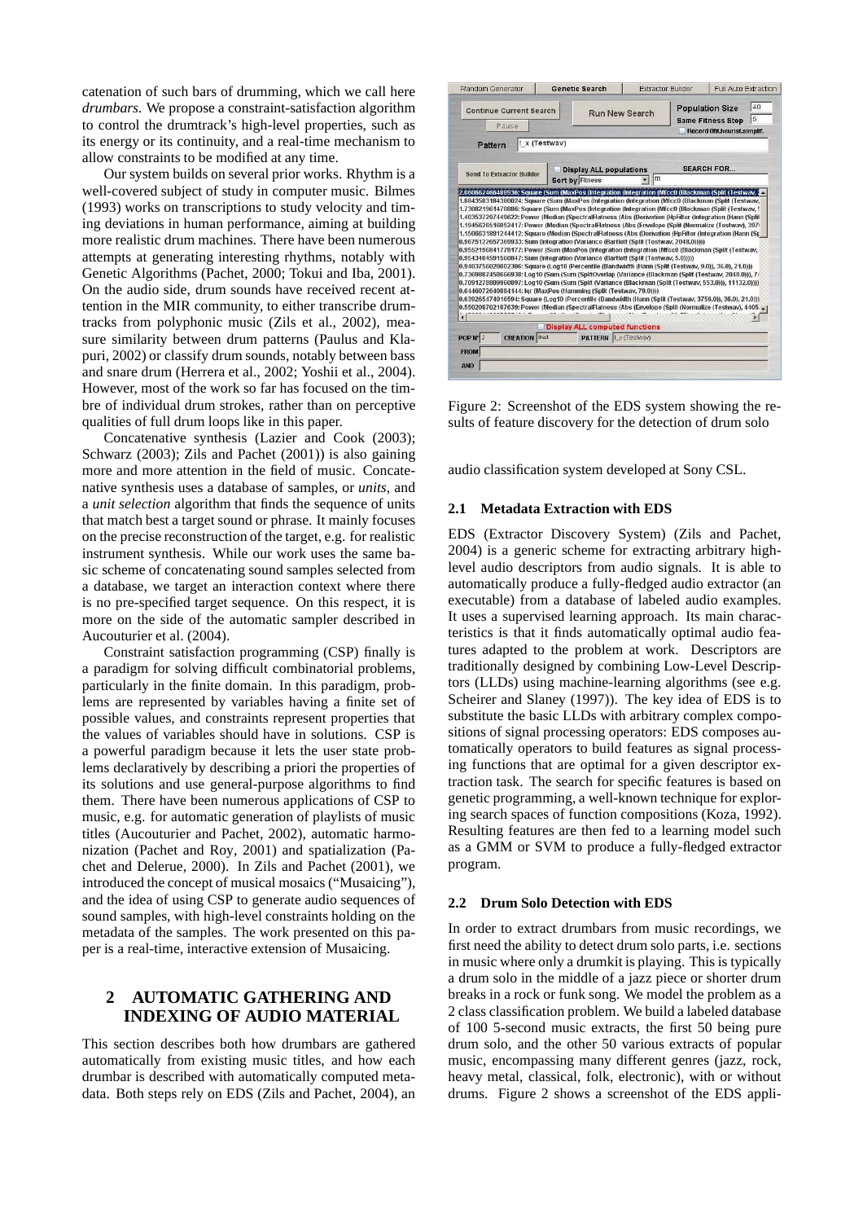catenation of such bars of drumming, which we call here *drumbars*. We propose a constraint-satisfaction algorithm to control the drumtrack's high-level properties, such as its energy or its continuity, and a real-time mechanism to allow constraints to be modified at any time.

Our system builds on several prior works. Rhythm is a well-covered subject of study in computer music. Bilmes (1993) works on transcriptions to study velocity and timing deviations in human performance, aiming at building more realistic drum machines. There have been numerous attempts at generating interesting rhythms, notably with Genetic Algorithms (Pachet, 2000; Tokui and Iba, 2001). On the audio side, drum sounds have received recent attention in the MIR community, to either transcribe drumtracks from polyphonic music (Zils et al., 2002), measure similarity between drum patterns (Paulus and Klapuri, 2002) or classify drum sounds, notably between bass and snare drum (Herrera et al., 2002; Yoshii et al., 2004). However, most of the work so far has focused on the timbre of individual drum strokes, rather than on perceptive qualities of full drum loops like in this paper.

Concatenative synthesis (Lazier and Cook (2003); Schwarz (2003); Zils and Pachet (2001)) is also gaining more and more attention in the field of music. Concatenative synthesis uses a database of samples, or *units*, and a *unit selection* algorithm that finds the sequence of units that match best a target sound or phrase. It mainly focuses on the precise reconstruction of the target, e.g. for realistic instrument synthesis. While our work uses the same basic scheme of concatenating sound samples selected from a database, we target an interaction context where there is no pre-specified target sequence. On this respect, it is more on the side of the automatic sampler described in Aucouturier et al. (2004).

Constraint satisfaction programming (CSP) finally is a paradigm for solving difficult combinatorial problems, particularly in the finite domain. In this paradigm, problems are represented by variables having a finite set of possible values, and constraints represent properties that the values of variables should have in solutions. CSP is a powerful paradigm because it lets the user state problems declaratively by describing a priori the properties of its solutions and use general-purpose algorithms to find them. There have been numerous applications of CSP to music, e.g. for automatic generation of playlists of music titles (Aucouturier and Pachet, 2002), automatic harmonization (Pachet and Roy, 2001) and spatialization (Pachet and Delerue, 2000). In Zils and Pachet (2001), we introduced the concept of musical mosaics ("Musaicing"), and the idea of using CSP to generate audio sequences of sound samples, with high-level constraints holding on the metadata of the samples. The work presented on this paper is a real-time, interactive extension of Musaicing.

## 2 AUTOMATIC GATHERING AND INDEXING OF AUDIO MATERIAL

This section describes both how drumbars are gathered automatically from existing music titles, and how each drumbar is described with automatically computed metadata. Both steps rely on EDS (Zils and Pachet, 2004), an audio classification system developed at Sony CSL.

Figure 2: Screenshot of the EDS system showing the results of feature discovery for the detection of drum solo

### 2.1 Metadata Extraction with EDS

EDS (Extractor Discovery System) (Zils and Pachet, 2004) is a generic scheme for extracting arbitrary high-level audio descriptors from audio signals. It is able to automatically produce a fully-fledged audio extractor (an executable) from a database of labeled audio examples. It uses a supervised learning approach. Its main characteristics is that it finds automatically optimal audio features adapted to the problem at work. Descriptors are traditionally designed by combining Low-Level Descriptors (LLDs) using machine-learning algorithms (see e.g. Scheirer and Slaney (1997)). The key idea of EDS is to substitute the basic LLDs with arbitrary complex compositions of signal processing operators: EDS composes automatically operators to build features as signal processing functions that are optimal for a given descriptor extraction task. The search for specific features is based on genetic programming, a well-known technique for exploring search spaces of function compositions (Koza, 1992). Resulting features are then fed to a learning model such as a GMM or SVM to produce a fully-fledged extractor program.

### 2.2 Drum Solo Detection with EDS

In order to extract drumbars from music recordings, we first need the ability to detect drum solo parts, i.e. sections in music where only a drumkit is playing. This is typically a drum solo in the middle of a jazz piece or shorter drum breaks in a rock or funk song. We model the problem as a 2 class classification problem. We build a labeled database of 100 5-second music extracts, the first 50 being pure drum solo, and the other 50 various extracts of popular music, encompassing many different genres (jazz, rock, heavy metal, classical, folk, electronic), with or without drums. Figure 2 shows a screenshot of the EDS appli-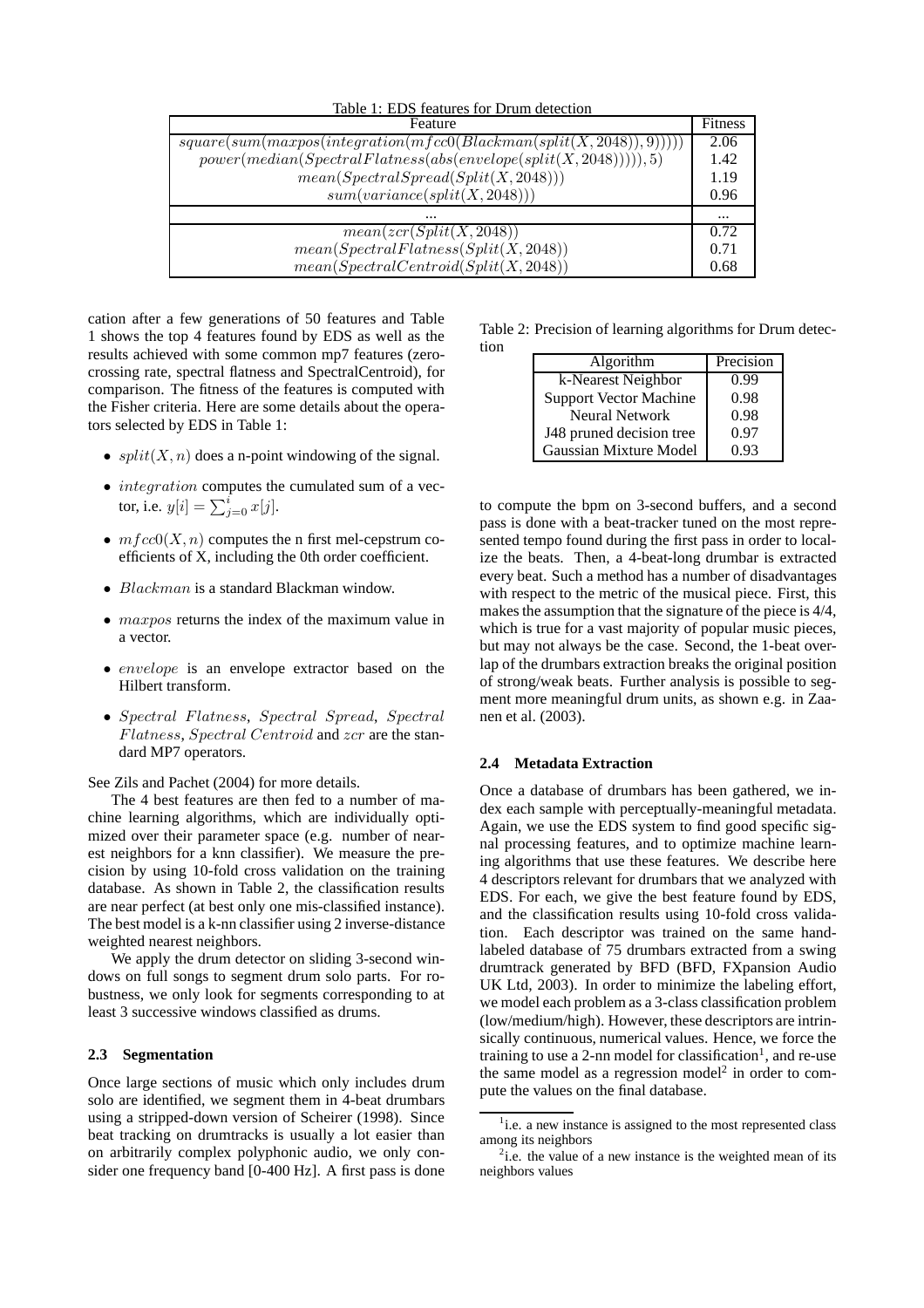Table 1: EDS features for Drum detection

| Feature | Fitness |
|---|---|
| $square(sum(maxpos(integration(mfcc0(Blackman(split(X,2048)),9)))))$ | 2.06 |
| $power(median(SpectralFlatness(abs(envelope(split(X,2048))))),5)$ | 1.42 |
| $mean(SpectralSpread(Split(X,2048)))$ | 1.19 |
| $sum(variance(split(X,2048)))$ | 0.96 |
| ... | ... |
| $mean(zcr(Split(X,2048))$ | 0.72 |
| $mean(SpectralFlatness(Split(X,2048))$ | 0.71 |
| $mean(SpectralCentroid(Split(X,2048))$ | 0.68 |

cation after a few generations of 50 features and Table 1 shows the top 4 features found by EDS as well as the results achieved with some common mp7 features (zero-crossing rate, spectral flatness and SpectralCentroid), for comparison. The fitness of the features is computed with the Fisher criteria. Here are some details about the operators selected by EDS in Table 1:

- $split(X,n)$ does a n-point windowing of the signal.
- $integration$ computes the cumulated sum of a vector, i.e. $y[i] = \sum_{j=0}^{i} x[j]$.
- $mfcc0(X,n)$ computes the n first mel-cepstrum coefficients of X, including the 0th order coefficient.
- $Blackman$ is a standard Blackman window.
- $maxpos$ returns the index of the maximum value in a vector.
- $envelope$ is an envelope extractor based on the Hilbert transform.
- $Spectral\ Flatness$, $Spectral\ Spread$, $Spectral\ Flatness$, $Spectral\ Centroid$ and $zcr$ are the standard MP7 operators.

See Zils and Pachet (2004) for more details.

The 4 best features are then fed to a number of machine learning algorithms, which are individually optimized over their parameter space (e.g. number of nearest neighbors for a knn classifier). We measure the precision by using 10-fold cross validation on the training database. As shown in Table 2, the classification results are near perfect (at best only one mis-classified instance). The best model is a k-nn classifier using 2 inverse-distance weighted nearest neighbors.

We apply the drum detector on sliding 3-second windows on full songs to segment drum solo parts. For robustness, we only look for segments corresponding to at least 3 successive windows classified as drums.

### 2.3 Segmentation

Once large sections of music which only includes drum solo are identified, we segment them in 4-beat drumbars using a stripped-down version of Scheirer (1998). Since beat tracking on drumtracks is usually a lot easier than on arbitrarily complex polyphonic audio, we only consider one frequency band [0-400 Hz]. A first pass is done to compute the bpm on 3-second buffers, and a second pass is done with a beat-tracker tuned on the most represented tempo found during the first pass in order to localize the beats. Then, a 4-beat-long drumbar is extracted every beat. Such a method has a number of disadvantages with respect to the metric of the musical piece. First, this makes the assumption that the signature of the piece is 4/4, which is true for a vast majority of popular music pieces, but may not always be the case. Second, the 1-beat overlap of the drumbars extraction breaks the original position of strong/weak beats. Further analysis is possible to segment more meaningful drum units, as shown e.g. in Zaanen et al. (2003).

Table 2: Precision of learning algorithms for Drum detection

| Algorithm | Precision |
|---|---|
| k-Nearest Neighbor | 0.99 |
| Support Vector Machine | 0.98 |
| Neural Network | 0.98 |
| J48 pruned decision tree | 0.97 |
| Gaussian Mixture Model | 0.93 |

### 2.4 Metadata Extraction

Once a database of drumbars has been gathered, we index each sample with perceptually-meaningful metadata. Again, we use the EDS system to find good specific signal processing features, and to optimize machine learning algorithms that use these features. We describe here 4 descriptors relevant for drumbars that we analyzed with EDS. For each, we give the best feature found by EDS, and the classification results using 10-fold cross validation. Each descriptor was trained on the same hand-labeled database of 75 drumbars extracted from a swing drumtrack generated by BFD (BFD, FXpansion Audio UK Ltd, 2003). In order to minimize the labeling effort, we model each problem as a 3-class classification problem (low/medium/high). However, these descriptors are intrinsically continuous, numerical values. Hence, we force the training to use a 2-nn model for classification[1], and re-use the same model as a regression model[2] in order to compute the values on the final database.

[1] i.e. a new instance is assigned to the most represented class among its neighbors

[2] i.e. the value of a new instance is the weighted mean of its neighbors values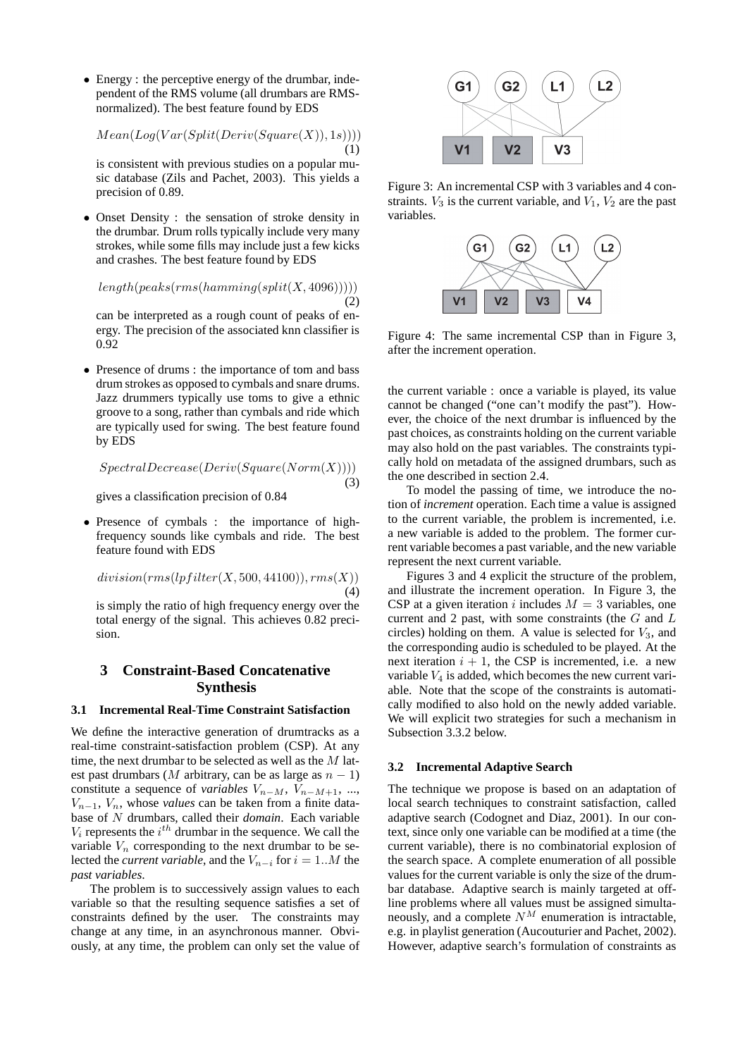- Energy : the perceptive energy of the drumbar, independent of the RMS volume (all drumbars are RMS-normalized). The best feature found by EDS

  $$Mean(Log(Var(Split(Deriv(Square(X)), 1s)))) \quad (1)$$

  is consistent with previous studies on a popular music database (Zils and Pachet, 2003). This yields a precision of 0.89.

- Onset Density : the sensation of stroke density in the drumbar. Drum rolls typically include very many strokes, while some fills may include just a few kicks and crashes. The best feature found by EDS

  $$length(peaks(rms(hamming(split(X, 4096))))) \quad (2)$$

  can be interpreted as a rough count of peaks of energy. The precision of the associated knn classifier is 0.92

- Presence of drums : the importance of tom and bass drum strokes as opposed to cymbals and snare drums. Jazz drummers typically use toms to give a ethnic groove to a song, rather than cymbals and ride which are typically used for swing. The best feature found by EDS

  $$SpectralDecrease(Deriv(Square(Norm(X)))) \quad (3)$$

  gives a classification precision of 0.84

- Presence of cymbals : the importance of high-frequency sounds like cymbals and ride. The best feature found with EDS

  $$division(rms(lpfilter(X, 500, 44100)), rms(X)) \quad (4)$$

  is simply the ratio of high frequency energy over the total energy of the signal. This achieves 0.82 precision.

# 3 Constraint-Based Concatenative Synthesis

## 3.1 Incremental Real-Time Constraint Satisfaction

We define the interactive generation of drumtracks as a real-time constraint-satisfaction problem (CSP). At any time, the next drumbar to be selected as well as the $M$ latest past drumbars ($M$ arbitrary, can be as large as $n-1$) constitute a sequence of *variables* $V_{n-M}$, $V_{n-M+1}$, ..., $V_{n-1}$, $V_n$, whose *values* can be taken from a finite database of $N$ drumbars, called their *domain*. Each variable $V_i$ represents the $i^{th}$ drumbar in the sequence. We call the variable $V_n$ corresponding to the next drumbar to be selected the *current variable*, and the $V_{n-i}$ for $i = 1..M$ the *past variables*.

The problem is to successively assign values to each variable so that the resulting sequence satisfies a set of constraints defined by the user. The constraints may change at any time, in an asynchronous manner. Obviously, at any time, the problem can only set the value of the current variable : once a variable is played, its value cannot be changed ("one can't modify the past"). However, the choice of the next drumbar is influenced by the past choices, as constraints holding on the current variable may also hold on the past variables. The constraints typically hold on metadata of the assigned drumbars, such as the one described in section 2.4.

Figure 3: An incremental CSP with 3 variables and 4 constraints. $V_3$ is the current variable, and $V_1$, $V_2$ are the past variables.

Figure 4: The same incremental CSP than in Figure 3, after the increment operation.

To model the passing of time, we introduce the notion of *increment* operation. Each time a value is assigned to the current variable, the problem is incremented, i.e. a new variable is added to the problem. The former current variable becomes a past variable, and the new variable represent the next current variable.

Figures 3 and 4 explicit the structure of the problem, and illustrate the increment operation. In Figure 3, the CSP at a given iteration $i$ includes $M = 3$ variables, one current and 2 past, with some constraints (the $G$ and $L$ circles) holding on them. A value is selected for $V_3$, and the corresponding audio is scheduled to be played. At the next iteration $i+1$, the CSP is incremented, i.e. a new variable $V_4$ is added, which becomes the new current variable. Note that the scope of the constraints is automatically modified to also hold on the newly added variable. We will explicit two strategies for such a mechanism in Subsection 3.3.2 below.

## 3.2 Incremental Adaptive Search

The technique we propose is based on an adaptation of local search techniques to constraint satisfaction, called adaptive search (Codognet and Diaz, 2001). In our context, since only one variable can be modified at a time (the current variable), there is no combinatorial explosion of the search space. A complete enumeration of all possible values for the current variable is only the size of the drumbar database. Adaptive search is mainly targeted at off-line problems where all values must be assigned simultaneously, and a complete $N^M$ enumeration is intractable, e.g. in playlist generation (Aucouturier and Pachet, 2002). However, adaptive search's formulation of constraints as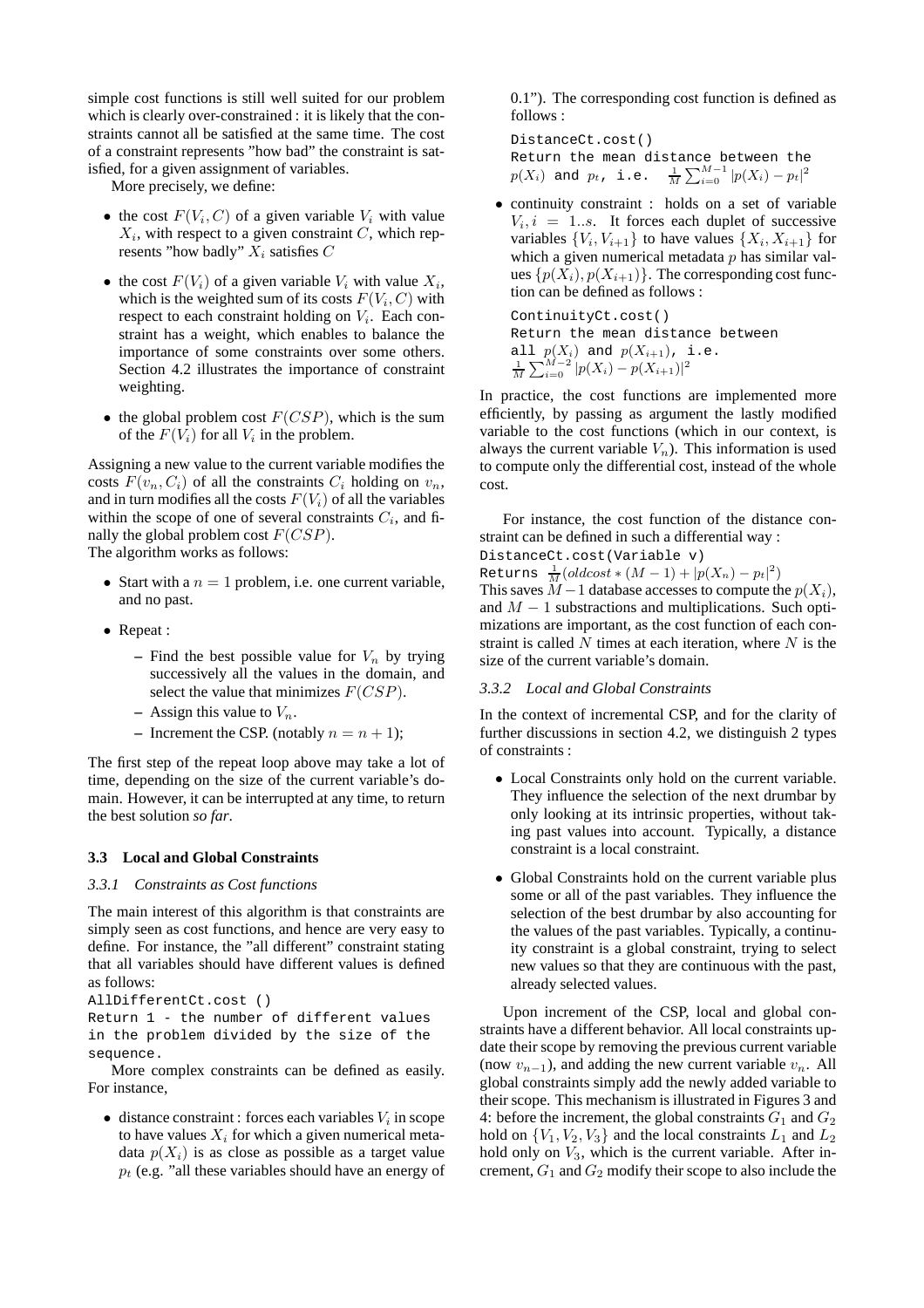simple cost functions is still well suited for our problem which is clearly over-constrained : it is likely that the constraints cannot all be satisfied at the same time. The cost of a constraint represents "how bad" the constraint is satisfied, for a given assignment of variables.

More precisely, we define:

- the cost $F(V_i, C)$ of a given variable $V_i$ with value $X_i$, with respect to a given constraint $C$, which represents "how badly" $X_i$ satisfies $C$
- the cost $F(V_i)$ of a given variable $V_i$ with value $X_i$, which is the weighted sum of its costs $F(V_i, C)$ with respect to each constraint holding on $V_i$. Each constraint has a weight, which enables to balance the importance of some constraints over some others. Section 4.2 illustrates the importance of constraint weighting.
- the global problem cost $F(CSP)$, which is the sum of the $F(V_i)$ for all $V_i$ in the problem.

Assigning a new value to the current variable modifies the costs $F(v_n, C_i)$ of all the constraints $C_i$ holding on $v_n$, and in turn modifies all the costs $F(V_i)$ of all the variables within the scope of one of several constraints $C_i$, and finally the global problem cost $F(CSP)$.

The algorithm works as follows:

- Start with a $n = 1$ problem, i.e. one current variable, and no past.
- Repeat :
  - Find the best possible value for $V_n$ by trying successively all the values in the domain, and select the value that minimizes $F(CSP)$.
  - Assign this value to $V_n$.
  - Increment the CSP. (notably $n = n + 1$);

The first step of the repeat loop above may take a lot of time, depending on the size of the current variable's domain. However, it can be interrupted at any time, to return the best solution *so far*.

### 3.3 Local and Global Constraints

#### 3.3.1 *Constraints as Cost functions*

The main interest of this algorithm is that constraints are simply seen as cost functions, and hence are very easy to define. For instance, the "all different" constraint stating that all variables should have different values is defined as follows:

```
AllDifferentCt.cost ()
Return 1 - the number of different values
in the problem divided by the size of the
sequence.
```

More complex constraints can be defined as easily. For instance,

- distance constraint : forces each variables $V_i$ in scope to have values $X_i$ for which a given numerical metadata $p(X_i)$ is as close as possible as a target value $p_t$ (e.g. "all these variables should have an energy of 0.1"). The corresponding cost function is defined as follows :

  DistanceCt.cost()
  Return the mean distance between the $p(X_i)$ and $p_t$, i.e. $\frac{1}{M}\sum_{i=0}^{M-1}|p(X_i) - p_t|^2$

- continuity constraint : holds on a set of variable $V_i, i = 1..s$. It forces each duplet of successive variables $\{V_i, V_{i+1}\}$ to have values $\{X_i, X_{i+1}\}$ for which a given numerical metadata $p$ has similar values $\{p(X_i), p(X_{i+1})\}$. The corresponding cost function can be defined as follows :

  ContinuityCt.cost()
  Return the mean distance between all $p(X_i)$ and $p(X_{i+1})$, i.e. $\frac{1}{M}\sum_{i=0}^{M-2}|p(X_i) - p(X_{i+1})|^2$

In practice, the cost functions are implemented more efficiently, by passing as argument the lastly modified variable to the cost functions (which in our context, is always the current variable $V_n$). This information is used to compute only the differential cost, instead of the whole cost.

For instance, the cost function of the distance constraint can be defined in such a differential way :

DistanceCt.cost(Variable v)
Returns $\frac{1}{M}(oldcost * (M - 1) + |p(X_n) - p_t|^2)$

This saves $M-1$ database accesses to compute the $p(X_i)$, and $M - 1$ substractions and multiplications. Such optimizations are important, as the cost function of each constraint is called $N$ times at each iteration, where $N$ is the size of the current variable's domain.

#### 3.3.2 *Local and Global Constraints*

In the context of incremental CSP, and for the clarity of further discussions in section 4.2, we distinguish 2 types of constraints :

- Local Constraints only hold on the current variable. They influence the selection of the next drumbar by only looking at its intrinsic properties, without taking past values into account. Typically, a distance constraint is a local constraint.
- Global Constraints hold on the current variable plus some or all of the past variables. They influence the selection of the best drumbar by also accounting for the values of the past variables. Typically, a continuity constraint is a global constraint, trying to select new values so that they are continuous with the past, already selected values.

Upon increment of the CSP, local and global constraints have a different behavior. All local constraints update their scope by removing the previous current variable (now $v_{n-1}$), and adding the new current variable $v_n$. All global constraints simply add the newly added variable to their scope. This mechanism is illustrated in Figures 3 and 4: before the increment, the global constraints $G_1$ and $G_2$ hold on $\{V_1, V_2, V_3\}$ and the local constraints $L_1$ and $L_2$ hold only on $V_3$, which is the current variable. After increment, $G_1$ and $G_2$ modify their scope to also include the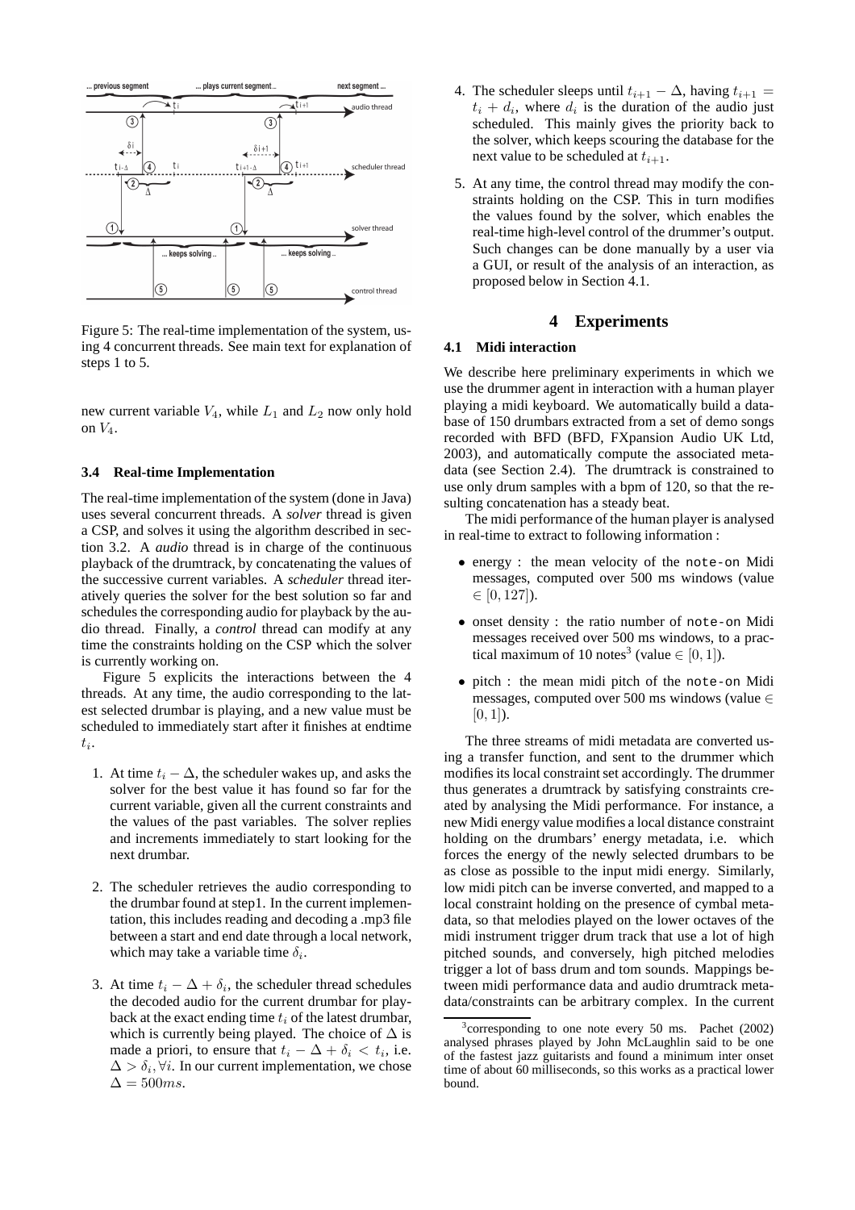Figure 5: The real-time implementation of the system, using 4 concurrent threads. See main text for explanation of steps 1 to 5.

new current variable $V_4$, while $L_1$ and $L_2$ now only hold on $V_4$.

### 3.4 Real-time Implementation

The real-time implementation of the system (done in Java) uses several concurrent threads. A *solver* thread is given a CSP, and solves it using the algorithm described in section 3.2. A *audio* thread is in charge of the continuous playback of the drumtrack, by concatenating the values of the successive current variables. A *scheduler* thread iteratively queries the solver for the best solution so far and schedules the corresponding audio for playback by the audio thread. Finally, a *control* thread can modify at any time the constraints holding on the CSP which the solver is currently working on.

Figure 5 explicits the interactions between the 4 threads. At any time, the audio corresponding to the latest selected drumbar is playing, and a new value must be scheduled to immediately start after it finishes at endtime $t_i$.

1. At time $t_i - \Delta$, the scheduler wakes up, and asks the solver for the best value it has found so far for the current variable, given all the current constraints and the values of the past variables. The solver replies and increments immediately to start looking for the next drumbar.
2. The scheduler retrieves the audio corresponding to the drumbar found at step1. In the current implementation, this includes reading and decoding a .mp3 file between a start and end date through a local network, which may take a variable time $\delta_i$.
3. At time $t_i - \Delta + \delta_i$, the scheduler thread schedules the decoded audio for the current drumbar for playback at the exact ending time $t_i$ of the latest drumbar, which is currently being played. The choice of $\Delta$ is made a priori, to ensure that $t_i - \Delta + \delta_i < t_i$, i.e. $\Delta > \delta_i, \forall i$. In our current implementation, we chose $\Delta = 500ms$.
4. The scheduler sleeps until $t_{i+1} - \Delta$, having $t_{i+1} = t_i + d_i$, where $d_i$ is the duration of the audio just scheduled. This mainly gives the priority back to the solver, which keeps scouring the database for the next value to be scheduled at $t_{i+1}$.
5. At any time, the control thread may modify the constraints holding on the CSP. This in turn modifies the values found by the solver, which enables the real-time high-level control of the drummer's output. Such changes can be done manually by a user via a GUI, or result of the analysis of an interaction, as proposed below in Section 4.1.

## 4 Experiments

### 4.1 Midi interaction

We describe here preliminary experiments in which we use the drummer agent in interaction with a human player playing a midi keyboard. We automatically build a database of 150 drumbars extracted from a set of demo songs recorded with BFD (BFD, FXpansion Audio UK Ltd, 2003), and automatically compute the associated metadata (see Section 2.4). The drumtrack is constrained to use only drum samples with a bpm of 120, so that the resulting concatenation has a steady beat.

The midi performance of the human player is analysed in real-time to extract to following information :

- energy : the mean velocity of the `note-on` Midi messages, computed over 500 ms windows (value $\in [0, 127]$).
- onset density : the ratio number of `note-on` Midi messages received over 500 ms windows, to a practical maximum of 10 notes[3] (value $\in [0, 1]$).
- pitch : the mean midi pitch of the `note-on` Midi messages, computed over 500 ms windows (value $\in [0, 1]$).

The three streams of midi metadata are converted using a transfer function, and sent to the drummer which modifies its local constraint set accordingly. The drummer thus generates a drumtrack by satisfying constraints created by analysing the Midi performance. For instance, a new Midi energy value modifies a local distance constraint holding on the drumbars' energy metadata, i.e. which forces the energy of the newly selected drumbars to be as close as possible to the input midi energy. Similarly, low midi pitch can be inverse converted, and mapped to a local constraint holding on the presence of cymbal metadata, so that melodies played on the lower octaves of the midi instrument trigger drum track that use a lot of high pitched sounds, and conversely, high pitched melodies trigger a lot of bass drum and tom sounds. Mappings between midi performance data and audio drumtrack metadata/constraints can be arbitrary complex. In the current

[3] corresponding to one note every 50 ms. Pachet (2002) analysed phrases played by John McLaughlin said to be one of the fastest jazz guitarists and found a minimum inter onset time of about 60 milliseconds, so this works as a practical lower bound.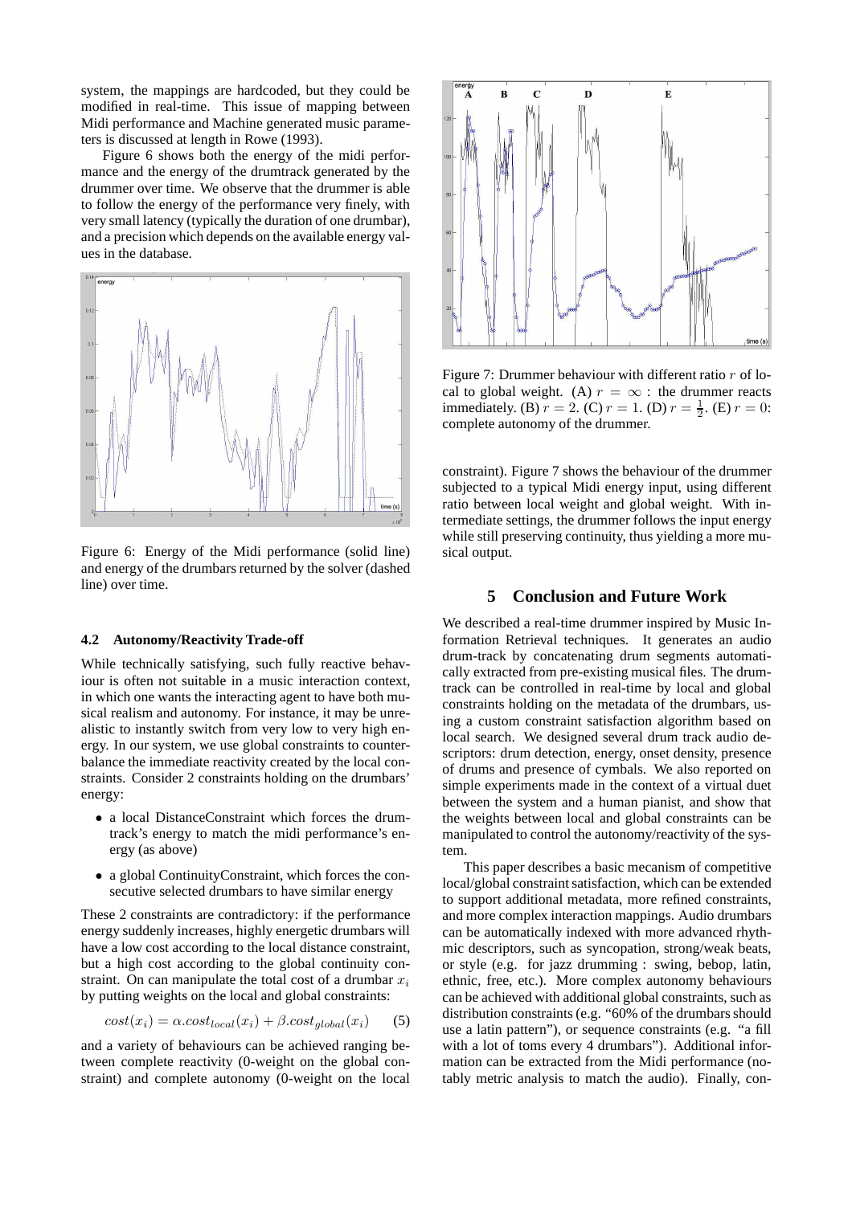system, the mappings are hardcoded, but they could be modified in real-time. This issue of mapping between Midi performance and Machine generated music parameters is discussed at length in Rowe (1993).

Figure 6 shows both the energy of the midi performance and the energy of the drumtrack generated by the drummer over time. We observe that the drummer is able to follow the energy of the performance very finely, with very small latency (typically the duration of one drumbar), and a precision which depends on the available energy values in the database.

Figure 6: Energy of the Midi performance (solid line) and energy of the drumbars returned by the solver (dashed line) over time.

### 4.2 Autonomy/Reactivity Trade-off

While technically satisfying, such fully reactive behaviour is often not suitable in a music interaction context, in which one wants the interacting agent to have both musical realism and autonomy. For instance, it may be unrealistic to instantly switch from very low to very high energy. In our system, we use global constraints to counterbalance the immediate reactivity created by the local constraints. Consider 2 constraints holding on the drumbars' energy:

- a local DistanceConstraint which forces the drumtrack's energy to match the midi performance's energy (as above)
- a global ContinuityConstraint, which forces the consecutive selected drumbars to have similar energy

These 2 constraints are contradictory: if the performance energy suddenly increases, highly energetic drumbars will have a low cost according to the local distance constraint, but a high cost according to the global continuity constraint. On can manipulate the total cost of a drumbar $x_i$ by putting weights on the local and global constraints:

$$cost(x_i) = \alpha.cost_{local}(x_i) + \beta.cost_{global}(x_i) \qquad (5)$$

and a variety of behaviours can be achieved ranging between complete reactivity (0-weight on the global constraint) and complete autonomy (0-weight on the local constraint). Figure 7 shows the behaviour of the drummer subjected to a typical Midi energy input, using different ratio between local weight and global weight. With intermediate settings, the drummer follows the input energy while still preserving continuity, thus yielding a more musical output.

Figure 7: Drummer behaviour with different ratio $r$ of local to global weight. (A) $r = \infty$ : the drummer reacts immediately. (B) $r = 2$. (C) $r = 1$. (D) $r = \frac{1}{2}$. (E) $r = 0$: complete autonomy of the drummer.

## 5 Conclusion and Future Work

We described a real-time drummer inspired by Music Information Retrieval techniques. It generates an audio drum-track by concatenating drum segments automatically extracted from pre-existing musical files. The drumtrack can be controlled in real-time by local and global constraints holding on the metadata of the drumbars, using a custom constraint satisfaction algorithm based on local search. We designed several drum track audio descriptors: drum detection, energy, onset density, presence of drums and presence of cymbals. We also reported on simple experiments made in the context of a virtual duet between the system and a human pianist, and show that the weights between local and global constraints can be manipulated to control the autonomy/reactivity of the system.

This paper describes a basic mecanism of competitive local/global constraint satisfaction, which can be extended to support additional metadata, more refined constraints, and more complex interaction mappings. Audio drumbars can be automatically indexed with more advanced rhythmic descriptors, such as syncopation, strong/weak beats, or style (e.g. for jazz drumming : swing, bebop, latin, ethnic, free, etc.). More complex autonomy behaviours can be achieved with additional global constraints, such as distribution constraints (e.g. "60% of the drumbars should use a latin pattern"), or sequence constraints (e.g. "a fill with a lot of toms every 4 drumbars"). Additional information can be extracted from the Midi performance (notably metric analysis to match the audio). Finally, con-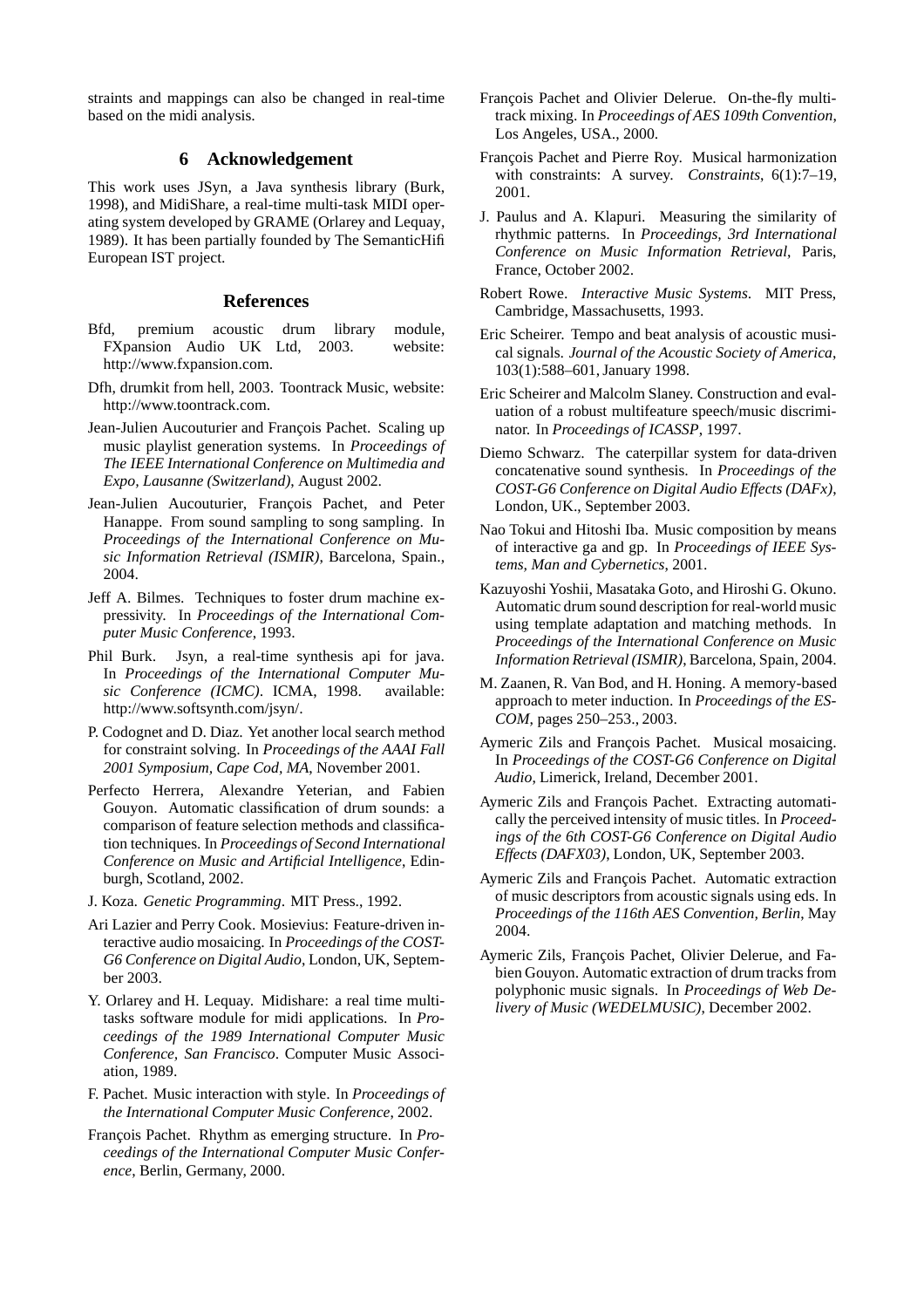straints and mappings can also be changed in real-time based on the midi analysis.

## 6 Acknowledgement

This work uses JSyn, a Java synthesis library (Burk, 1998), and MidiShare, a real-time multi-task MIDI operating system developed by GRAME (Orlarey and Lequay, 1989). It has been partially founded by The SemanticHifi European IST project.

## References

Bfd, premium acoustic drum library module, FXpansion Audio UK Ltd, 2003. website: http://www.fxpansion.com.

Dfh, drumkit from hell, 2003. Toontrack Music, website: http://www.toontrack.com.

Jean-Julien Aucouturier and François Pachet. Scaling up music playlist generation systems. In *Proceedings of The IEEE International Conference on Multimedia and Expo, Lausanne (Switzerland)*, August 2002.

Jean-Julien Aucouturier, François Pachet, and Peter Hanappe. From sound sampling to song sampling. In *Proceedings of the International Conference on Music Information Retrieval (ISMIR)*, Barcelona, Spain., 2004.

Jeff A. Bilmes. Techniques to foster drum machine expressivity. In *Proceedings of the International Computer Music Conference*, 1993.

Phil Burk. Jsyn, a real-time synthesis api for java. In *Proceedings of the International Computer Music Conference (ICMC)*. ICMA, 1998. available: http://www.softsynth.com/jsyn/.

P. Codognet and D. Diaz. Yet another local search method for constraint solving. In *Proceedings of the AAAI Fall 2001 Symposium, Cape Cod, MA*, November 2001.

Perfecto Herrera, Alexandre Yeterian, and Fabien Gouyon. Automatic classification of drum sounds: a comparison of feature selection methods and classification techniques. In *Proceedings of Second International Conference on Music and Artificial Intelligence*, Edinburgh, Scotland, 2002.

J. Koza. *Genetic Programming*. MIT Press., 1992.

Ari Lazier and Perry Cook. Mosievius: Feature-driven interactive audio mosaicing. In *Proceedings of the COST-G6 Conference on Digital Audio*, London, UK, September 2003.

Y. Orlarey and H. Lequay. Midishare: a real time multitasks software module for midi applications. In *Proceedings of the 1989 International Computer Music Conference, San Francisco*. Computer Music Association, 1989.

F. Pachet. Music interaction with style. In *Proceedings of the International Computer Music Conference*, 2002.

François Pachet. Rhythm as emerging structure. In *Proceedings of the International Computer Music Conference*, Berlin, Germany, 2000.

François Pachet and Olivier Delerue. On-the-fly multitrack mixing. In *Proceedings of AES 109th Convention*, Los Angeles, USA., 2000.

François Pachet and Pierre Roy. Musical harmonization with constraints: A survey. *Constraints*, 6(1):7–19, 2001.

J. Paulus and A. Klapuri. Measuring the similarity of rhythmic patterns. In *Proceedings, 3rd International Conference on Music Information Retrieval*, Paris, France, October 2002.

Robert Rowe. *Interactive Music Systems*. MIT Press, Cambridge, Massachusetts, 1993.

Eric Scheirer. Tempo and beat analysis of acoustic musical signals. *Journal of the Acoustic Society of America*, 103(1):588–601, January 1998.

Eric Scheirer and Malcolm Slaney. Construction and evaluation of a robust multifeature speech/music discriminator. In *Proceedings of ICASSP*, 1997.

Diemo Schwarz. The caterpillar system for data-driven concatenative sound synthesis. In *Proceedings of the COST-G6 Conference on Digital Audio Effects (DAFx)*, London, UK., September 2003.

Nao Tokui and Hitoshi Iba. Music composition by means of interactive ga and gp. In *Proceedings of IEEE Systems, Man and Cybernetics*, 2001.

Kazuyoshi Yoshii, Masataka Goto, and Hiroshi G. Okuno. Automatic drum sound description for real-world music using template adaptation and matching methods. In *Proceedings of the International Conference on Music Information Retrieval (ISMIR)*, Barcelona, Spain, 2004.

M. Zaanen, R. Van Bod, and H. Honing. A memory-based approach to meter induction. In *Proceedings of the ESCOM*, pages 250–253., 2003.

Aymeric Zils and François Pachet. Musical mosaicing. In *Proceedings of the COST-G6 Conference on Digital Audio*, Limerick, Ireland, December 2001.

Aymeric Zils and François Pachet. Extracting automatically the perceived intensity of music titles. In *Proceedings of the 6th COST-G6 Conference on Digital Audio Effects (DAFX03)*, London, UK, September 2003.

Aymeric Zils and François Pachet. Automatic extraction of music descriptors from acoustic signals using eds. In *Proceedings of the 116th AES Convention, Berlin*, May 2004.

Aymeric Zils, François Pachet, Olivier Delerue, and Fabien Gouyon. Automatic extraction of drum tracks from polyphonic music signals. In *Proceedings of Web Delivery of Music (WEDELMUSIC)*, December 2002.